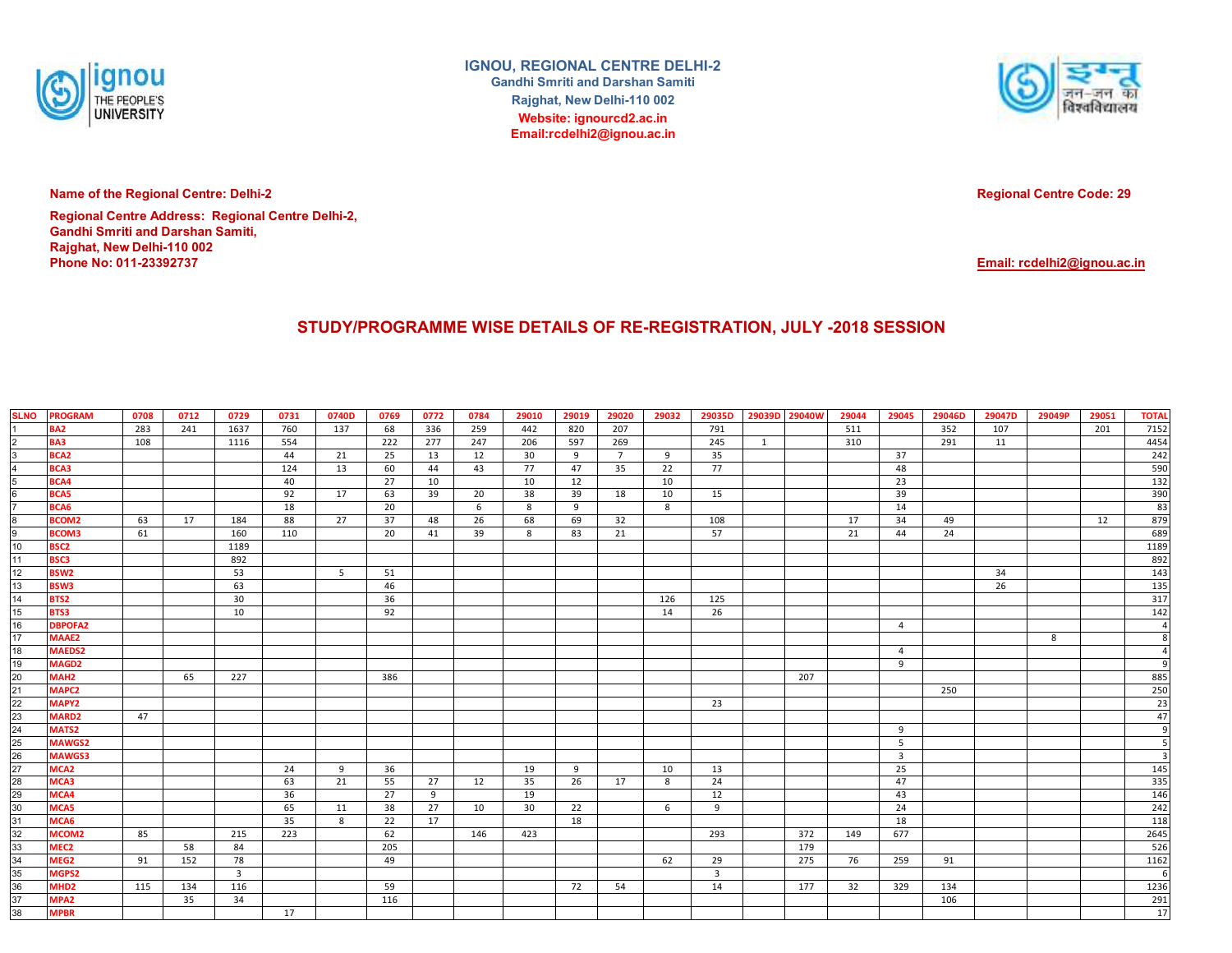**IGNOU, REGIONAL CENTRE DELHI-2**
**Gandhi Smriti and Darshan Samiti**
**Rajghat, New Delhi-110 002**
**Website: ignourcd2.ac.in**
**Email:rcdelhi2@ignou.ac.in**

**Name of the Regional Centre: Delhi-2**

**Regional Centre Code: 29**

**Regional Centre Address: Regional Centre Delhi-2,**
**Gandhi Smriti and Darshan Samiti,**
**Rajghat, New Delhi-110 002**
**Phone No: 011-23392737**

**Email: rcdelhi2@ignou.ac.in**

## STUDY/PROGRAMME WISE DETAILS OF RE-REGISTRATION, JULY -2018 SESSION

| SLNO | PROGRAM | 0708 | 0712 | 0729 | 0731 | 0740D | 0769 | 0772 | 0784 | 29010 | 29019 | 29020 | 29032 | 29035D | 29039D | 29040W | 29044 | 29045 | 29046D | 29047D | 29049P | 29051 | TOTAL |
|---|---|---|---|---|---|---|---|---|---|---|---|---|---|---|---|---|---|---|---|---|---|---|---|
| 1 | BA2 | 283 | 241 | 1637 | 760 | 137 | 68 | 336 | 259 | 442 | 820 | 207 | | 791 | | | 511 | | 352 | 107 | | 201 | 7152 |
| 2 | BA3 | 108 | | 1116 | 554 | | 222 | 277 | 247 | 206 | 597 | 269 | | 245 | 1 | | 310 | | 291 | 11 | | | 4454 |
| 3 | BCA2 | | | | 44 | 21 | 25 | 13 | 12 | 30 | 9 | 7 | 9 | 35 | | | | 37 | | | | | 242 |
| 4 | BCA3 | | | | 124 | 13 | 60 | 44 | 43 | 77 | 47 | 35 | 22 | 77 | | | | 48 | | | | | 590 |
| 5 | BCA4 | | | | 40 | | 27 | 10 | | 10 | 12 | | 10 | | | | | 23 | | | | | 132 |
| 6 | BCA5 | | | | 92 | 17 | 63 | 39 | 20 | 38 | 39 | 18 | 10 | 15 | | | | 39 | | | | | 390 |
| 7 | BCA6 | | | | 18 | | 20 | | 6 | 8 | 9 | | 8 | | | | | 14 | | | | | 83 |
| 8 | BCOM2 | 63 | 17 | 184 | 88 | 27 | 37 | 48 | 26 | 68 | 69 | 32 | | 108 | | | 17 | 34 | 49 | | | 12 | 879 |
| 9 | BCOM3 | 61 | | 160 | 110 | | 20 | 41 | 39 | 8 | 83 | 21 | | 57 | | | 21 | 44 | 24 | | | | 689 |
| 10 | BSC2 | | | 1189 | | | | | | | | | | | | | | | | | | | 1189 |
| 11 | BSC3 | | | 892 | | | | | | | | | | | | | | | | | | | 892 |
| 12 | BSW2 | | | 53 | | 5 | 51 | | | | | | | | | | | | | 34 | | | 143 |
| 13 | BSW3 | | | 63 | | | 46 | | | | | | | | | | | | | 26 | | | 135 |
| 14 | BTS2 | | | 30 | | | 36 | | | | | | 126 | 125 | | | | | | | | | 317 |
| 15 | BTS3 | | | 10 | | | 92 | | | | | | 14 | 26 | | | | | | | | | 142 |
| 16 | DBPOFA2 | | | | | | | | | | | | | | | | | 4 | | | | | 4 |
| 17 | MAAE2 | | | | | | | | | | | | | | | | | | | | 8 | | 8 |
| 18 | MAEDS2 | | | | | | | | | | | | | | | | | 4 | | | | | 4 |
| 19 | MAGD2 | | | | | | | | | | | | | | | | | 9 | | | | | 9 |
| 20 | MAH2 | | 65 | 227 | | | 386 | | | | | | | | | 207 | | | | | | | 885 |
| 21 | MAPC2 | | | | | | | | | | | | | | | | | | 250 | | | | 250 |
| 22 | MAPY2 | | | | | | | | | | | | | 23 | | | | | | | | | 23 |
| 23 | MARD2 | 47 | | | | | | | | | | | | | | | | | | | | | 47 |
| 24 | MATS2 | | | | | | | | | | | | | | | | | 9 | | | | | 9 |
| 25 | MAWGS2 | | | | | | | | | | | | | | | | | 5 | | | | | 5 |
| 26 | MAWGS3 | | | | | | | | | | | | | | | | | 3 | | | | | 3 |
| 27 | MCA2 | | | | 24 | 9 | 36 | | | 19 | 9 | | 10 | 13 | | | | 25 | | | | | 145 |
| 28 | MCA3 | | | | 63 | 21 | 55 | 27 | 12 | 35 | 26 | 17 | 8 | 24 | | | | 47 | | | | | 335 |
| 29 | MCA4 | | | | 36 | | 27 | 9 | | 19 | | | | 12 | | | | 43 | | | | | 146 |
| 30 | MCA5 | | | | 65 | 11 | 38 | 27 | 10 | 30 | 22 | | 6 | 9 | | | | 24 | | | | | 242 |
| 31 | MCA6 | | | | 35 | 8 | 22 | 17 | | | 18 | | | | | | | 18 | | | | | 118 |
| 32 | MCOM2 | 85 | | 215 | 223 | | 62 | | 146 | 423 | | | | 293 | | 372 | 149 | 677 | | | | | 2645 |
| 33 | MEC2 | | 58 | 84 | | | 205 | | | | | | | | | 179 | | | | | | | 526 |
| 34 | MEG2 | 91 | 152 | 78 | | | 49 | | | | | | 62 | 29 | | 275 | 76 | 259 | 91 | | | | 1162 |
| 35 | MGPS2 | | | 3 | | | | | | | | | | 3 | | | | | | | | | 6 |
| 36 | MHD2 | 115 | 134 | 116 | | | 59 | | | | 72 | 54 | | 14 | | 177 | 32 | 329 | 134 | | | | 1236 |
| 37 | MPA2 | | 35 | 34 | | | 116 | | | | | | | | | | | | 106 | | | | 291 |
| 38 | MPBR | | | | 17 | | | | | | | | | | | | | | | | | | 17 |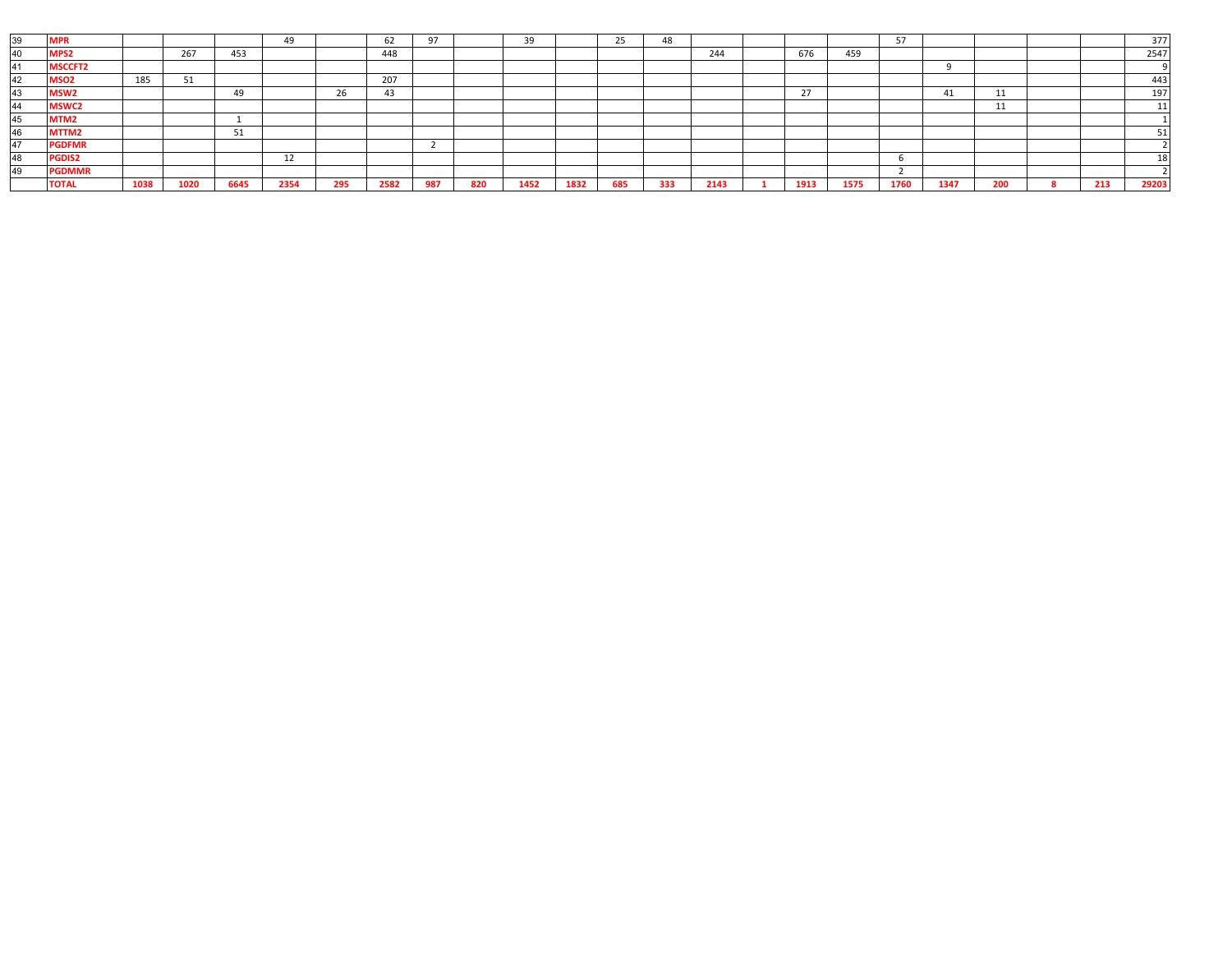| | | | | | | | | | | | | | | | | | | | | | | | |
|---|---|---|---|---|---|---|---|---|---|---|---|---|---|---|---|---|---|---|---|---|---|---|---|
| 39 | **MPR** | | | | 49 | | 62 | 97 | | 39 | | 25 | 48 | | | | | 57 | | | | | 377 |
| 40 | **MPS2** | | 267 | 453 | | | 448 | | | | | | | 244 | | 676 | 459 | | | | | | 2547 |
| 41 | **MSCCFT2** | | | | | | | | | | | | | | | | | | 9 | | | | 9 |
| 42 | **MSO2** | 185 | 51 | | | | 207 | | | | | | | | | | | | | | | | 443 |
| 43 | **MSW2** | | | 49 | | 26 | 43 | | | | | | | | | 27 | | | 41 | 11 | | | 197 |
| 44 | **MSWC2** | | | | | | | | | | | | | | | | | | | 11 | | | 11 |
| 45 | **MTM2** | | | 1 | | | | | | | | | | | | | | | | | | | 1 |
| 46 | **MTTM2** | | | 51 | | | | | | | | | | | | | | | | | | | 51 |
| 47 | **PGDFMR** | | | | | | | 2 | | | | | | | | | | | | | | | 2 |
| 48 | **PGDIS2** | | | | 12 | | | | | | | | | | | | | 6 | | | | | 18 |
| 49 | **PGDMMR** | | | | | | | | | | | | | | | | | 2 | | | | | 2 |
| | **TOTAL** | **1038** | **1020** | **6645** | **2354** | **295** | **2582** | **987** | **820** | **1452** | **1832** | **685** | **333** | **2143** | **1** | **1913** | **1575** | **1760** | **1347** | **200** | **8** | **213** | **29203** |